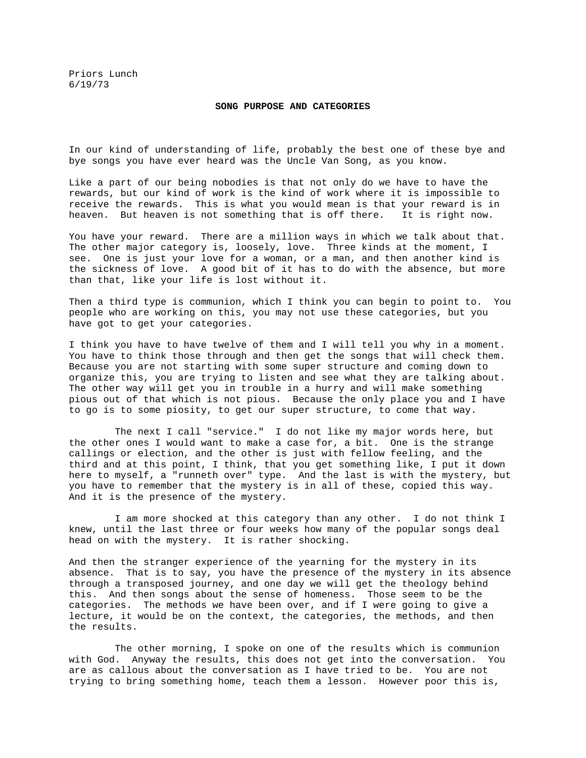Priors Lunch
6/19/73

**SONG PURPOSE AND CATEGORIES**

In our kind of understanding of life, probably the best one of these bye and bye songs you have ever heard was the Uncle Van Song, as you know.

Like a part of our being nobodies is that not only do we have to have the rewards, but our kind of work is the kind of work where it is impossible to receive the rewards. This is what you would mean is that your reward is in heaven. But heaven is not something that is off there. It is right now.

You have your reward. There are a million ways in which we talk about that. The other major category is, loosely, love. Three kinds at the moment, I see. One is just your love for a woman, or a man, and then another kind is the sickness of love. A good bit of it has to do with the absence, but more than that, like your life is lost without it.

Then a third type is communion, which I think you can begin to point to. You people who are working on this, you may not use these categories, but you have got to get your categories.

I think you have to have twelve of them and I will tell you why in a moment. You have to think those through and then get the songs that will check them. Because you are not starting with some super structure and coming down to organize this, you are trying to listen and see what they are talking about. The other way will get you in trouble in a hurry and will make something pious out of that which is not pious. Because the only place you and I have to go is to some piosity, to get our super structure, to come that way.

The next I call "service." I do not like my major words here, but the other ones I would want to make a case for, a bit. One is the strange callings or election, and the other is just with fellow feeling, and the third and at this point, I think, that you get something like, I put it down here to myself, a "runneth over" type. And the last is with the mystery, but you have to remember that the mystery is in all of these, copied this way. And it is the presence of the mystery.

I am more shocked at this category than any other. I do not think I knew, until the last three or four weeks how many of the popular songs deal head on with the mystery. It is rather shocking.

And then the stranger experience of the yearning for the mystery in its absence. That is to say, you have the presence of the mystery in its absence through a transposed journey, and one day we will get the theology behind this. And then songs about the sense of homeness. Those seem to be the categories. The methods we have been over, and if I were going to give a lecture, it would be on the context, the categories, the methods, and then the results.

The other morning, I spoke on one of the results which is communion with God. Anyway the results, this does not get into the conversation. You are as callous about the conversation as I have tried to be. You are not trying to bring something home, teach them a lesson. However poor this is,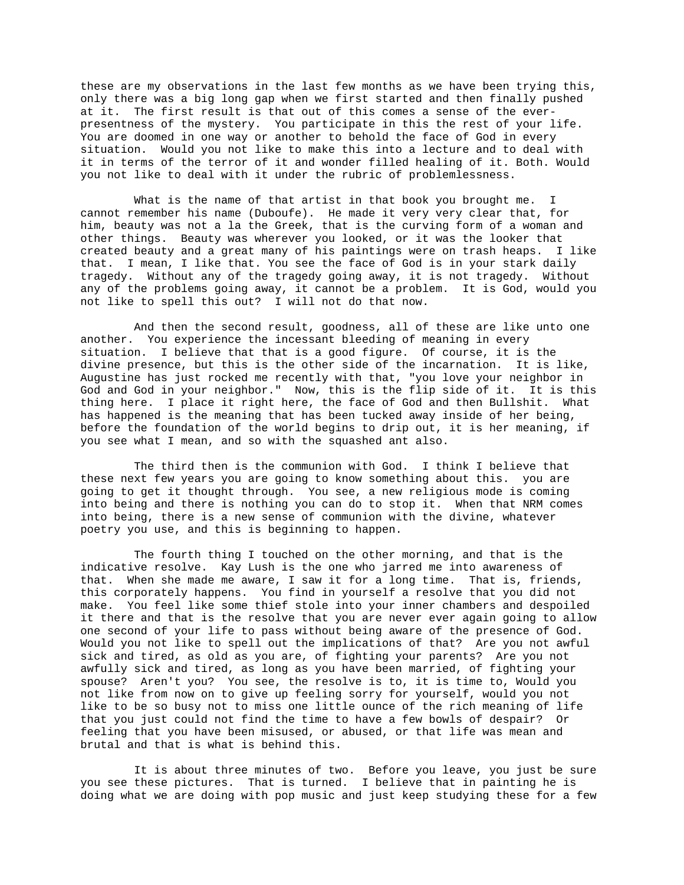these are my observations in the last few months as we have been trying this, only there was a big long gap when we first started and then finally pushed at it. The first result is that out of this comes a sense of the ever-presentness of the mystery. You participate in this the rest of your life. You are doomed in one way or another to behold the face of God in every situation. Would you not like to make this into a lecture and to deal with it in terms of the terror of it and wonder filled healing of it. Both. Would you not like to deal with it under the rubric of problemlessness.

What is the name of that artist in that book you brought me. I cannot remember his name (Duboufe). He made it very very clear that, for him, beauty was not a la the Greek, that is the curving form of a woman and other things. Beauty was wherever you looked, or it was the looker that created beauty and a great many of his paintings were on trash heaps. I like that. I mean, I like that. You see the face of God is in your stark daily tragedy. Without any of the tragedy going away, it is not tragedy. Without any of the problems going away, it cannot be a problem. It is God, would you not like to spell this out? I will not do that now.

And then the second result, goodness, all of these are like unto one another. You experience the incessant bleeding of meaning in every situation. I believe that that is a good figure. Of course, it is the divine presence, but this is the other side of the incarnation. It is like, Augustine has just rocked me recently with that, "you love your neighbor in God and God in your neighbor." Now, this is the flip side of it. It is this thing here. I place it right here, the face of God and then Bullshit. What has happened is the meaning that has been tucked away inside of her being, before the foundation of the world begins to drip out, it is her meaning, if you see what I mean, and so with the squashed ant also.

The third then is the communion with God. I think I believe that these next few years you are going to know something about this. you are going to get it thought through. You see, a new religious mode is coming into being and there is nothing you can do to stop it. When that NRM comes into being, there is a new sense of communion with the divine, whatever poetry you use, and this is beginning to happen.

The fourth thing I touched on the other morning, and that is the indicative resolve. Kay Lush is the one who jarred me into awareness of that. When she made me aware, I saw it for a long time. That is, friends, this corporately happens. You find in yourself a resolve that you did not make. You feel like some thief stole into your inner chambers and despoiled it there and that is the resolve that you are never ever again going to allow one second of your life to pass without being aware of the presence of God. Would you not like to spell out the implications of that? Are you not awful sick and tired, as old as you are, of fighting your parents? Are you not awfully sick and tired, as long as you have been married, of fighting your spouse? Aren't you? You see, the resolve is to, it is time to, Would you not like from now on to give up feeling sorry for yourself, would you not like to be so busy not to miss one little ounce of the rich meaning of life that you just could not find the time to have a few bowls of despair? Or feeling that you have been misused, or abused, or that life was mean and brutal and that is what is behind this.

It is about three minutes of two. Before you leave, you just be sure you see these pictures. That is turned. I believe that in painting he is doing what we are doing with pop music and just keep studying these for a few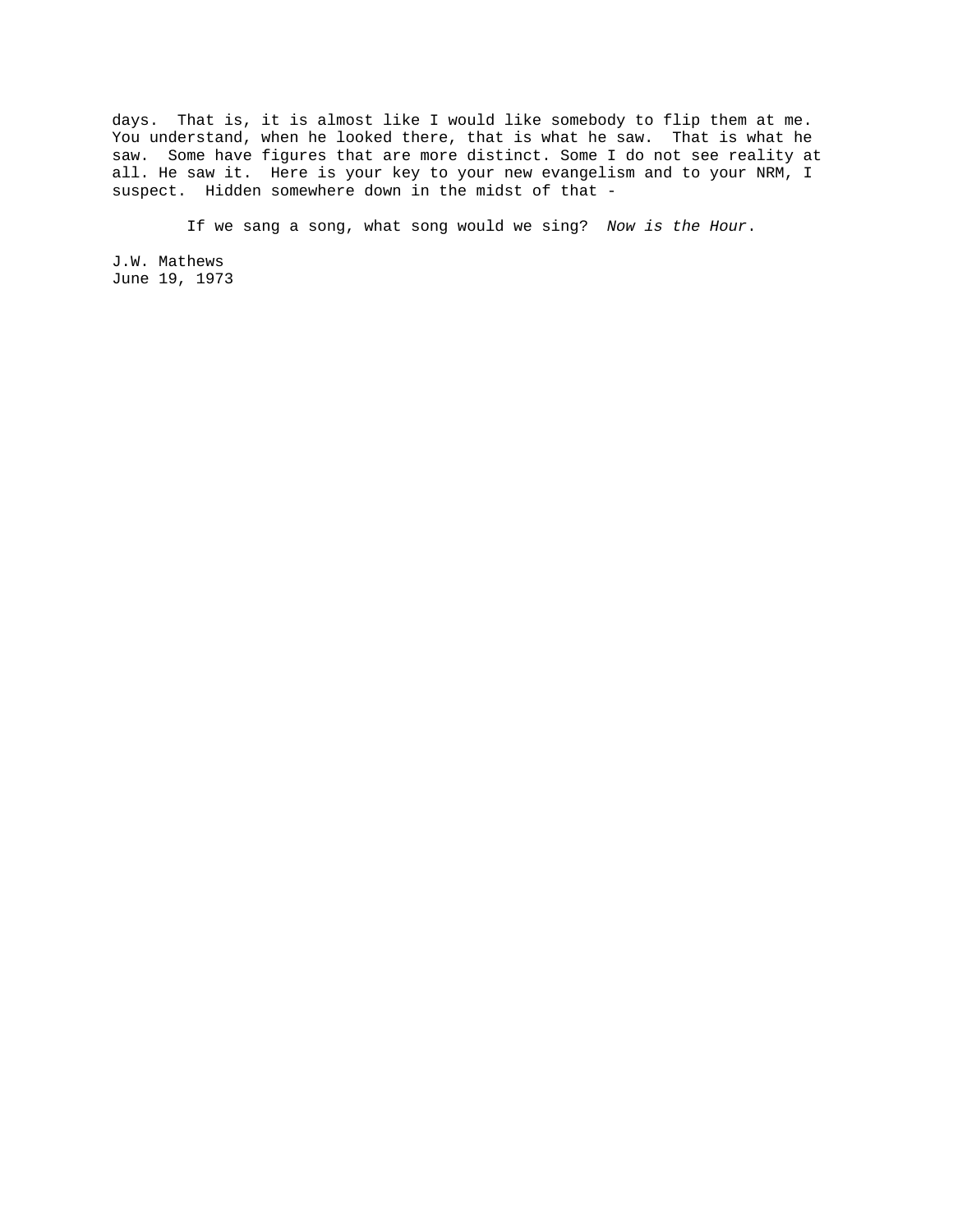days. That is, it is almost like I would like somebody to flip them at me. You understand, when he looked there, that is what he saw. That is what he saw. Some have figures that are more distinct. Some I do not see reality at all. He saw it. Here is your key to your new evangelism and to your NRM, I suspect. Hidden somewhere down in the midst of that -

If we sang a song, what song would we sing? *Now is the Hour*.

J.W. Mathews
June 19, 1973